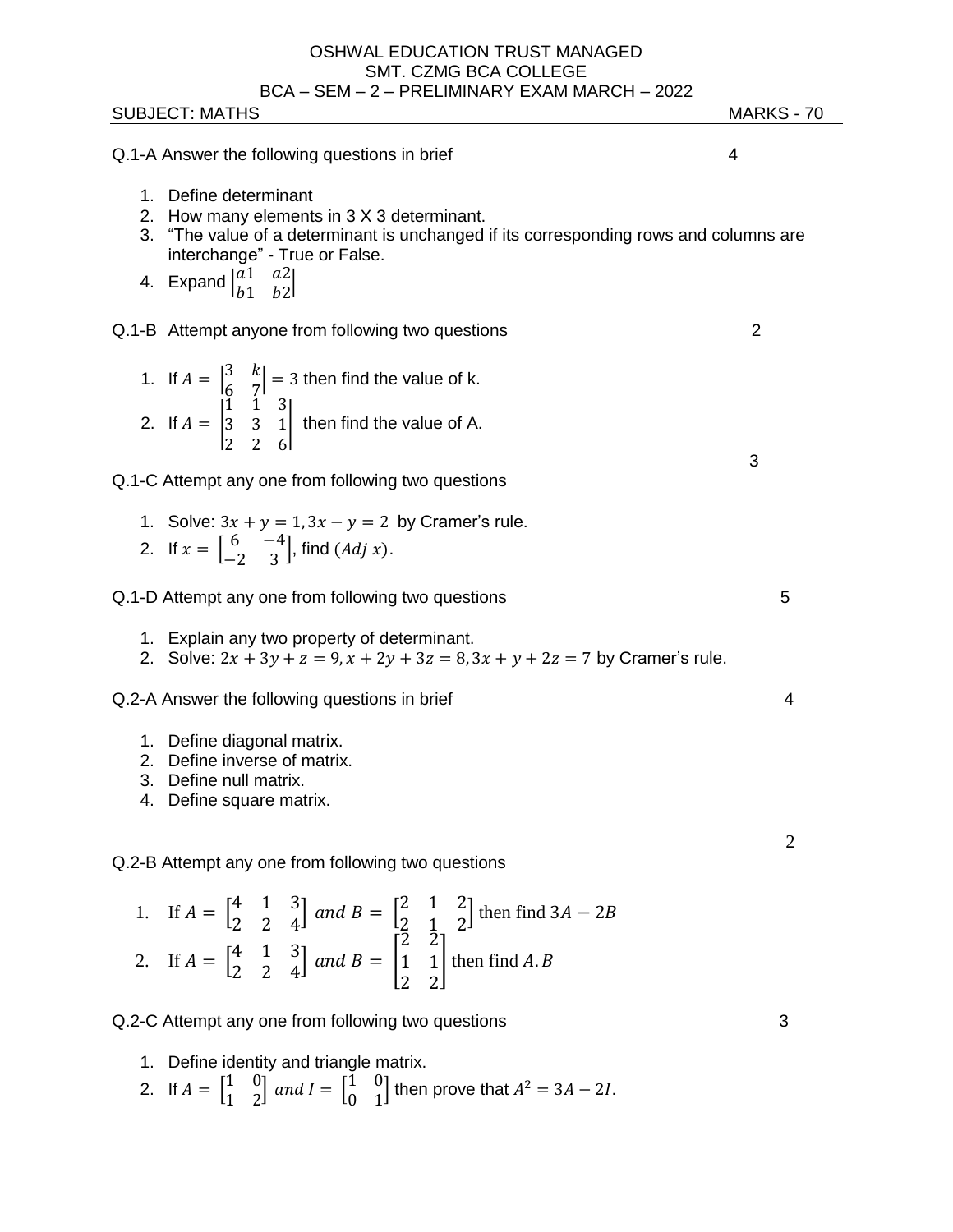OSHWAL EDUCATION TRUST MANAGED
SMT. CZMG BCA COLLEGE
BCA – SEM – 2 – PRELIMINARY EXAM MARCH – 2022

SUBJECT: MATHS — MARKS - 70

**Q.1-A Answer the following questions in brief** — 4

1. Define determinant
2. How many elements in 3 X 3 determinant.
3. "The value of a determinant is unchanged if its corresponding rows and columns are interchange" - True or False.
4. Expand $\begin{vmatrix} a1 & a2 \\ b1 & b2 \end{vmatrix}$

**Q.1-B Attempt anyone from following two questions** — 2

1. If $A = \begin{vmatrix} 3 & k \\ 6 & 7 \end{vmatrix} = 3$ then find the value of k.
2. If $A = \begin{vmatrix} 1 & 1 & 3 \\ 3 & 3 & 1 \\ 2 & 2 & 6 \end{vmatrix}$ then find the value of A.

**Q.1-C Attempt any one from following two questions** — 3

1. Solve: $3x + y = 1, 3x - y = 2$ by Cramer's rule.
2. If $x = \begin{bmatrix} 6 & -4 \\ -2 & 3 \end{bmatrix}$, find $(Adj\ x)$.

**Q.1-D Attempt any one from following two questions** — 5

1. Explain any two property of determinant.
2. Solve: $2x + 3y + z = 9, x + 2y + 3z = 8, 3x + y + 2z = 7$ by Cramer's rule.

**Q.2-A Answer the following questions in brief** — 4

1. Define diagonal matrix.
2. Define inverse of matrix.
3. Define null matrix.
4. Define square matrix.

**Q.2-B Attempt any one from following two questions** — 2

1. If $A = \begin{bmatrix} 4 & 1 & 3 \\ 2 & 2 & 4 \end{bmatrix}$ *and* $B = \begin{bmatrix} 2 & 1 & 2 \\ 2 & 1 & 2 \end{bmatrix}$ then find $3A - 2B$
2. If $A = \begin{bmatrix} 4 & 1 & 3 \\ 2 & 2 & 4 \end{bmatrix}$ *and* $B = \begin{bmatrix} 2 & 2 \\ 1 & 1 \\ 2 & 2 \end{bmatrix}$ then find $A.B$

**Q.2-C Attempt any one from following two questions** — 3

1. Define identity and triangle matrix.
2. If $A = \begin{bmatrix} 1 & 0 \\ 1 & 2 \end{bmatrix}$ *and* $I = \begin{bmatrix} 1 & 0 \\ 0 & 1 \end{bmatrix}$ then prove that $A^2 = 3A - 2I$.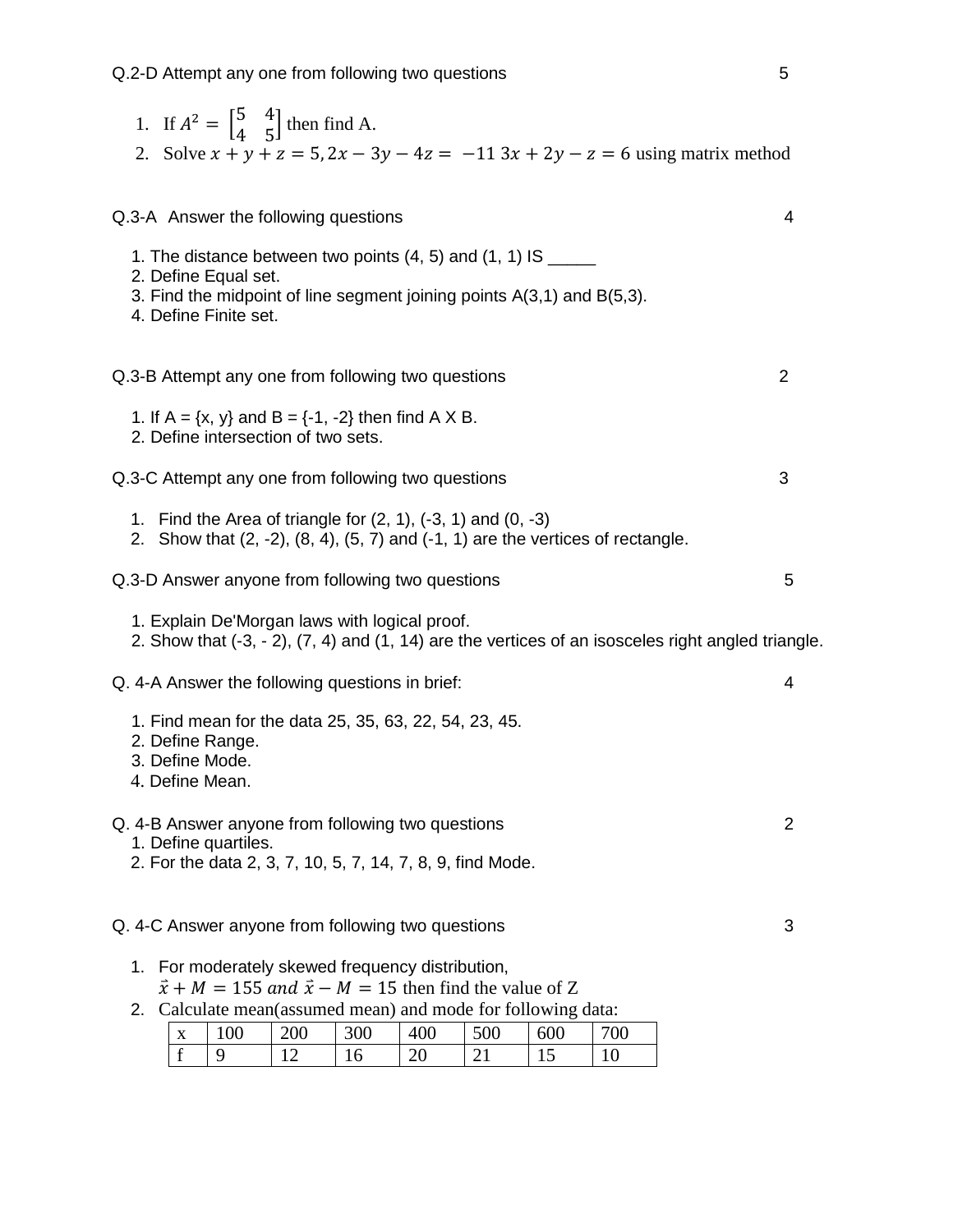Q.2-D Attempt any one from following two questions 5

1. If $A^2 = \begin{bmatrix} 5 & 4 \\ 4 & 5 \end{bmatrix}$ then find A.
2. Solve $x + y + z = 5, 2x - 3y - 4z = -11$ $3x + 2y - z = 6$ using matrix method

Q.3-A Answer the following questions 4

1. The distance between two points (4, 5) and (1, 1) IS _____
2. Define Equal set.
3. Find the midpoint of line segment joining points A(3,1) and B(5,3).
4. Define Finite set.

Q.3-B Attempt any one from following two questions 2

1. If A = {x, y} and B = {-1, -2} then find A X B.
2. Define intersection of two sets.

Q.3-C Attempt any one from following two questions 3

1. Find the Area of triangle for (2, 1), (-3, 1) and (0, -3)
2. Show that (2, -2), (8, 4), (5, 7) and (-1, 1) are the vertices of rectangle.

Q.3-D Answer anyone from following two questions 5

1. Explain De'Morgan laws with logical proof.
2. Show that (-3, - 2), (7, 4) and (1, 14) are the vertices of an isosceles right angled triangle.

Q. 4-A Answer the following questions in brief: 4

1. Find mean for the data 25, 35, 63, 22, 54, 23, 45.
2. Define Range.
3. Define Mode.
4. Define Mean.

Q. 4-B Answer anyone from following two questions 2

1. Define quartiles.
2. For the data 2, 3, 7, 10, 5, 7, 14, 7, 8, 9, find Mode.

Q. 4-C Answer anyone from following two questions 3

1. For moderately skewed frequency distribution, $\bar{x} + M = 155$ *and* $\bar{x} - M = 15$ then find the value of Z
2. Calculate mean(assumed mean) and mode for following data:

| x | 100 | 200 | 300 | 400 | 500 | 600 | 700 |
|---|---|---|---|---|---|---|---|
| f | 9 | 12 | 16 | 20 | 21 | 15 | 10 |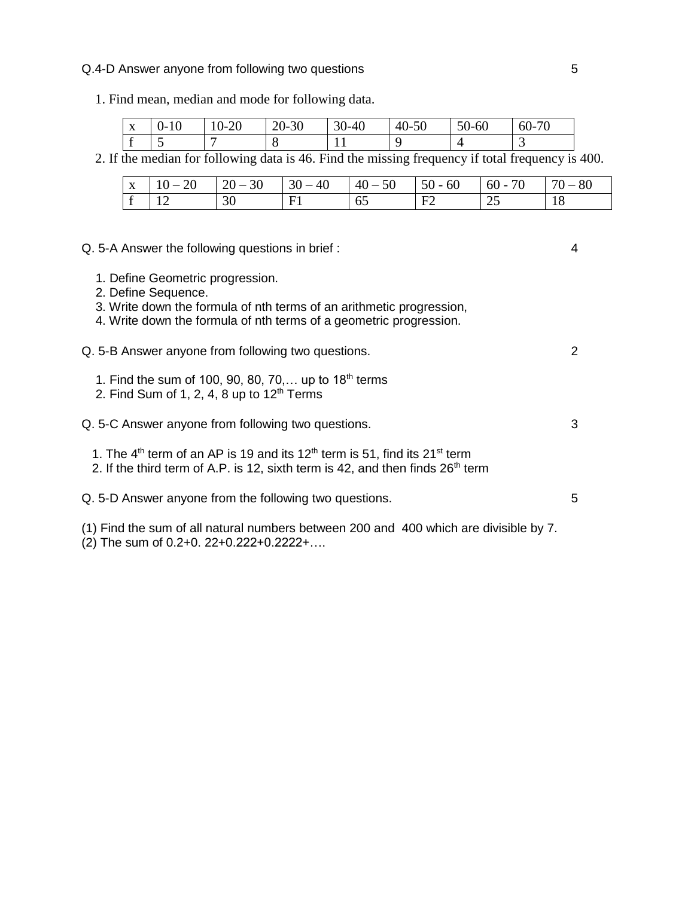Q.4-D Answer anyone from following two questions 5

1. Find mean, median and mode for following data.

| x | 0-10 | 10-20 | 20-30 | 30-40 | 40-50 | 50-60 | 60-70 |
|---|---|---|---|---|---|---|---|
| f | 5 | 7 | 8 | 11 | 9 | 4 | 3 |

2. If the median for following data is 46. Find the missing frequency if total frequency is 400.

| x | 10 – 20 | 20 – 30 | 30 – 40 | 40 – 50 | 50 - 60 | 60 - 70 | 70 – 80 |
|---|---|---|---|---|---|---|---|
| f | 12 | 30 | F1 | 65 | F2 | 25 | 18 |

Q. 5-A Answer the following questions in brief : 4

1. Define Geometric progression.
2. Define Sequence.
3. Write down the formula of nth terms of an arithmetic progression,
4. Write down the formula of nth terms of a geometric progression.

Q. 5-B Answer anyone from following two questions. 2

1. Find the sum of 100, 90, 80, 70,… up to $18^{th}$ terms
2. Find Sum of 1, 2, 4, 8 up to $12^{th}$ Terms

Q. 5-C Answer anyone from following two questions. 3

1. The $4^{th}$ term of an AP is 19 and its $12^{th}$ term is 51, find its $21^{st}$ term
2. If the third term of A.P. is 12, sixth term is 42, and then finds $26^{th}$ term

Q. 5-D Answer anyone from the following two questions. 5

(1) Find the sum of all natural numbers between 200 and 400 which are divisible by 7.
(2) The sum of 0.2+0. 22+0.222+0.2222+….